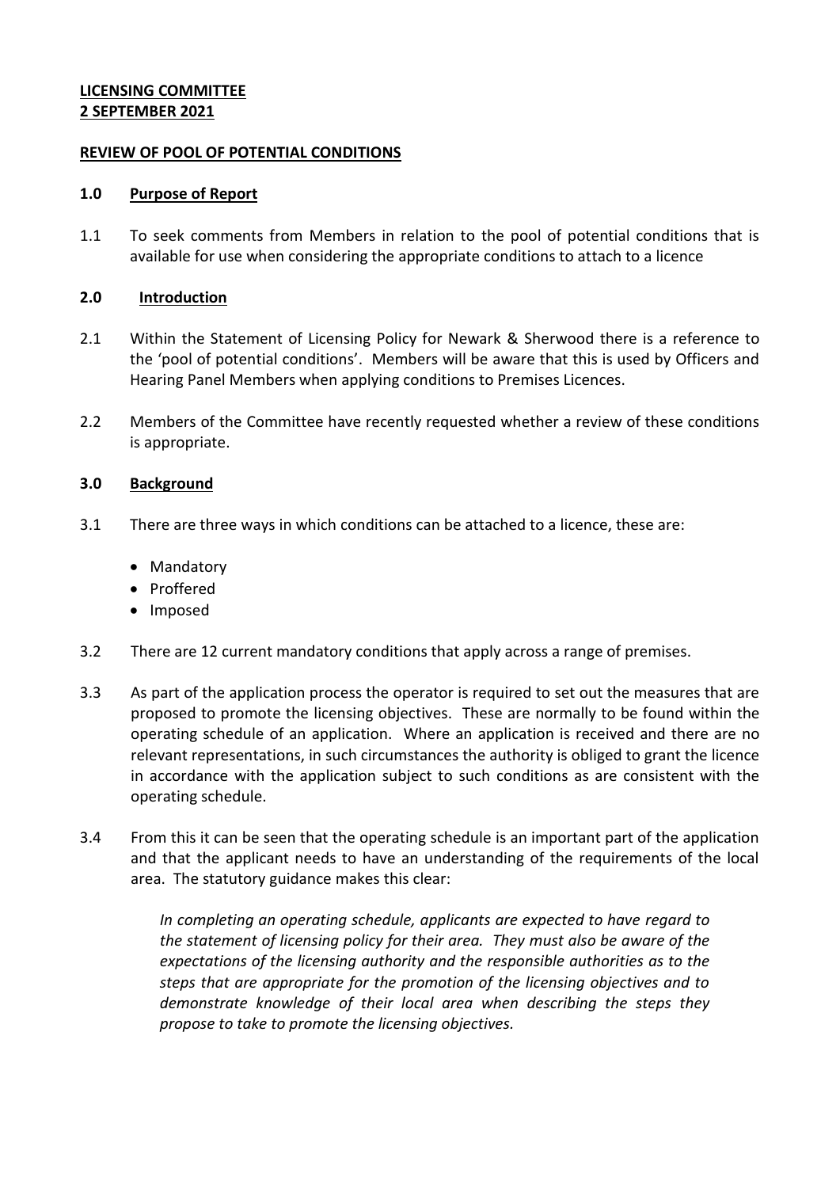**LICENSING COMMITTEE**
**2 SEPTEMBER 2021**

**REVIEW OF POOL OF POTENTIAL CONDITIONS**

**1.0 Purpose of Report**

1.1 To seek comments from Members in relation to the pool of potential conditions that is available for use when considering the appropriate conditions to attach to a licence

**2.0 Introduction**

2.1 Within the Statement of Licensing Policy for Newark & Sherwood there is a reference to the 'pool of potential conditions'. Members will be aware that this is used by Officers and Hearing Panel Members when applying conditions to Premises Licences.

2.2 Members of the Committee have recently requested whether a review of these conditions is appropriate.

**3.0 Background**

3.1 There are three ways in which conditions can be attached to a licence, these are:

- Mandatory
- Proffered
- Imposed

3.2 There are 12 current mandatory conditions that apply across a range of premises.

3.3 As part of the application process the operator is required to set out the measures that are proposed to promote the licensing objectives. These are normally to be found within the operating schedule of an application. Where an application is received and there are no relevant representations, in such circumstances the authority is obliged to grant the licence in accordance with the application subject to such conditions as are consistent with the operating schedule.

3.4 From this it can be seen that the operating schedule is an important part of the application and that the applicant needs to have an understanding of the requirements of the local area. The statutory guidance makes this clear:

> *In completing an operating schedule, applicants are expected to have regard to the statement of licensing policy for their area. They must also be aware of the expectations of the licensing authority and the responsible authorities as to the steps that are appropriate for the promotion of the licensing objectives and to demonstrate knowledge of their local area when describing the steps they propose to take to promote the licensing objectives.*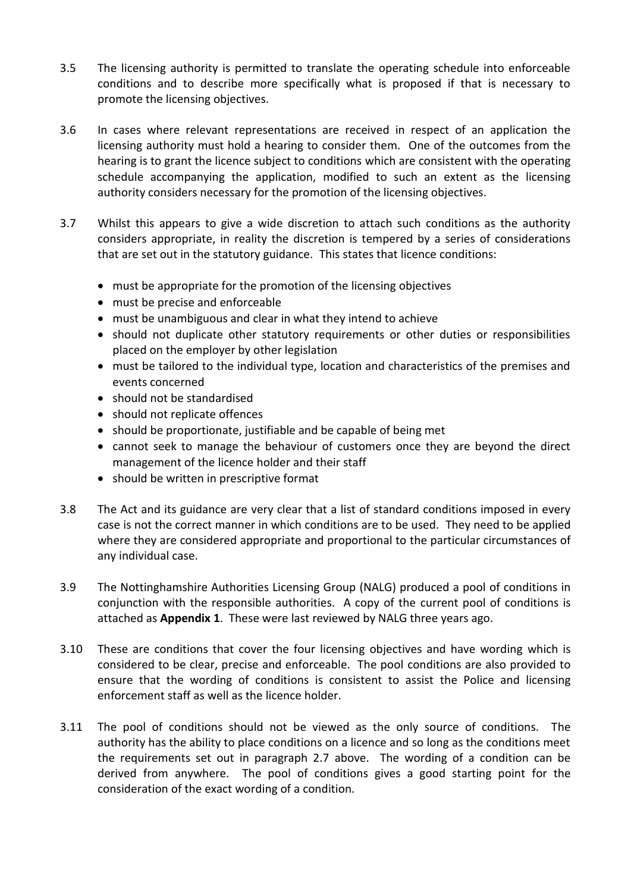3.5 The licensing authority is permitted to translate the operating schedule into enforceable conditions and to describe more specifically what is proposed if that is necessary to promote the licensing objectives.

3.6 In cases where relevant representations are received in respect of an application the licensing authority must hold a hearing to consider them. One of the outcomes from the hearing is to grant the licence subject to conditions which are consistent with the operating schedule accompanying the application, modified to such an extent as the licensing authority considers necessary for the promotion of the licensing objectives.

3.7 Whilst this appears to give a wide discretion to attach such conditions as the authority considers appropriate, in reality the discretion is tempered by a series of considerations that are set out in the statutory guidance. This states that licence conditions:

- must be appropriate for the promotion of the licensing objectives
- must be precise and enforceable
- must be unambiguous and clear in what they intend to achieve
- should not duplicate other statutory requirements or other duties or responsibilities placed on the employer by other legislation
- must be tailored to the individual type, location and characteristics of the premises and events concerned
- should not be standardised
- should not replicate offences
- should be proportionate, justifiable and be capable of being met
- cannot seek to manage the behaviour of customers once they are beyond the direct management of the licence holder and their staff
- should be written in prescriptive format

3.8 The Act and its guidance are very clear that a list of standard conditions imposed in every case is not the correct manner in which conditions are to be used. They need to be applied where they are considered appropriate and proportional to the particular circumstances of any individual case.

3.9 The Nottinghamshire Authorities Licensing Group (NALG) produced a pool of conditions in conjunction with the responsible authorities. A copy of the current pool of conditions is attached as **Appendix 1**. These were last reviewed by NALG three years ago.

3.10 These are conditions that cover the four licensing objectives and have wording which is considered to be clear, precise and enforceable. The pool conditions are also provided to ensure that the wording of conditions is consistent to assist the Police and licensing enforcement staff as well as the licence holder.

3.11 The pool of conditions should not be viewed as the only source of conditions. The authority has the ability to place conditions on a licence and so long as the conditions meet the requirements set out in paragraph 2.7 above. The wording of a condition can be derived from anywhere. The pool of conditions gives a good starting point for the consideration of the exact wording of a condition.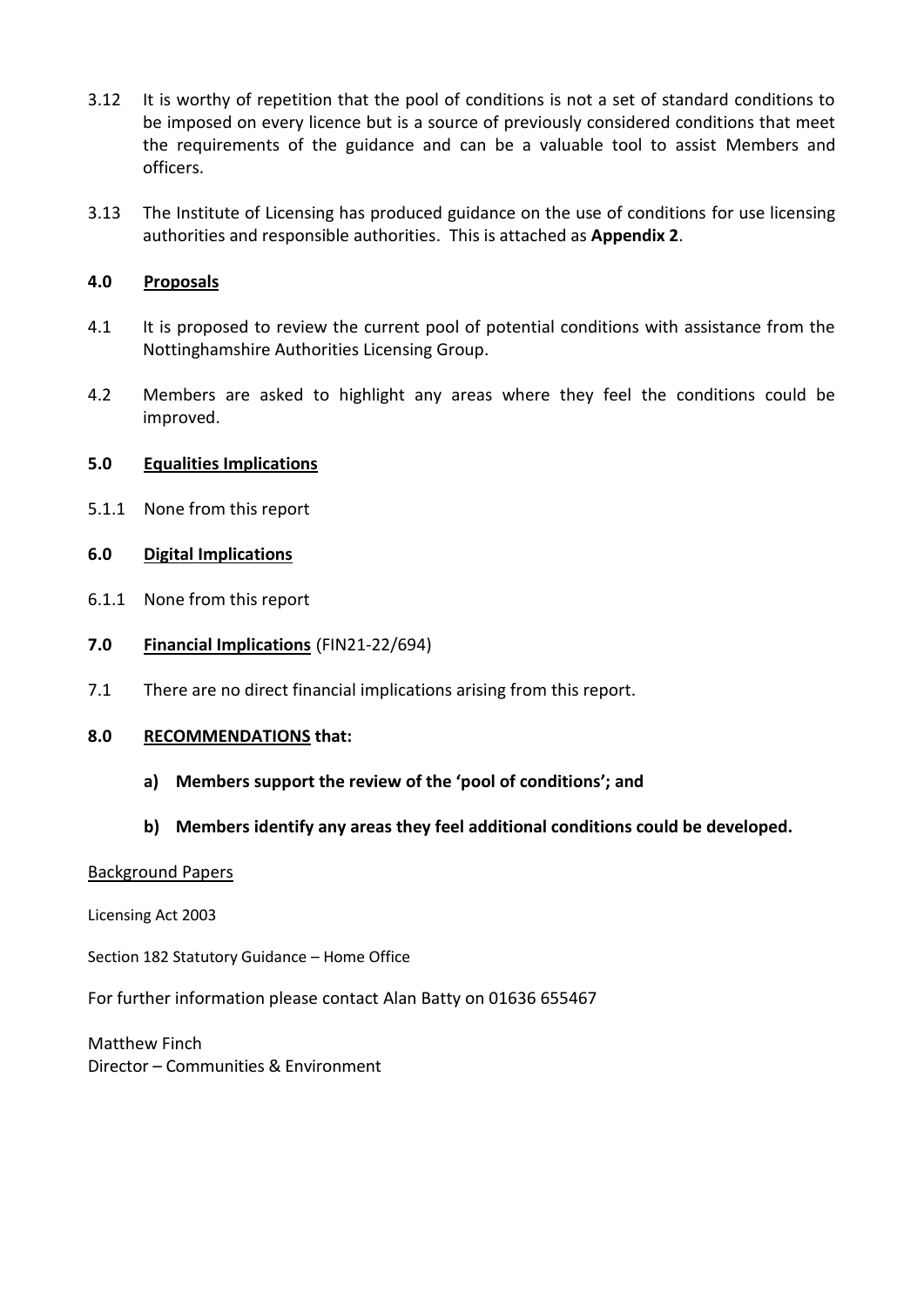3.12 It is worthy of repetition that the pool of conditions is not a set of standard conditions to be imposed on every licence but is a source of previously considered conditions that meet the requirements of the guidance and can be a valuable tool to assist Members and officers.

3.13 The Institute of Licensing has produced guidance on the use of conditions for use licensing authorities and responsible authorities. This is attached as **Appendix 2**.

## 4.0 Proposals

4.1 It is proposed to review the current pool of potential conditions with assistance from the Nottinghamshire Authorities Licensing Group.

4.2 Members are asked to highlight any areas where they feel the conditions could be improved.

## 5.0 Equalities Implications

5.1.1 None from this report

## 6.0 Digital Implications

6.1.1 None from this report

## 7.0 Financial Implications (FIN21-22/694)

7.1 There are no direct financial implications arising from this report.

## 8.0 RECOMMENDATIONS that:

**a) Members support the review of the 'pool of conditions'; and**

**b) Members identify any areas they feel additional conditions could be developed.**

Background Papers

Licensing Act 2003

Section 182 Statutory Guidance – Home Office

For further information please contact Alan Batty on 01636 655467

Matthew Finch
Director – Communities & Environment